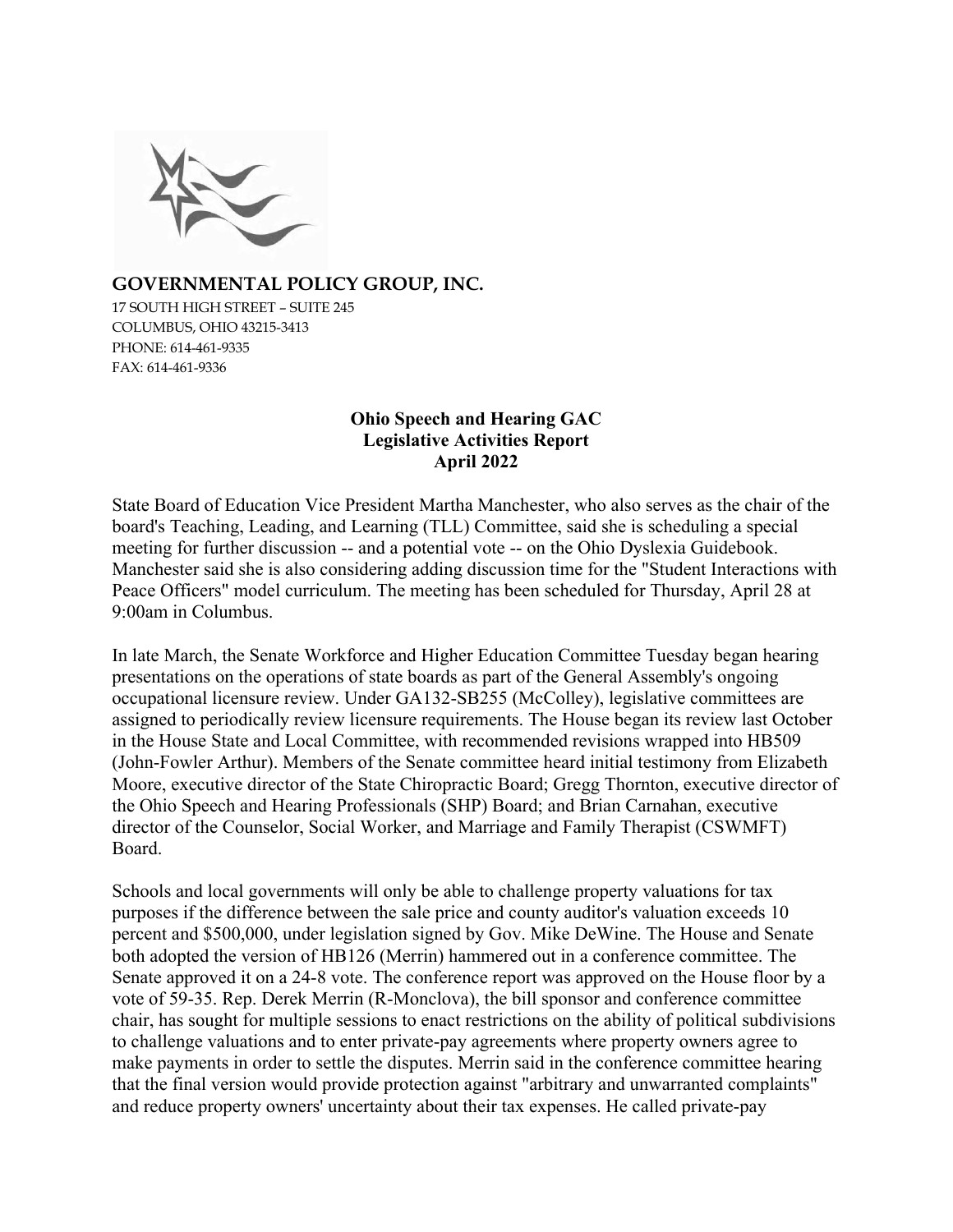**GOVERNMENTAL POLICY GROUP, INC.**
17 SOUTH HIGH STREET – SUITE 245
COLUMBUS, OHIO 43215-3413
PHONE: 614-461-9335
FAX: 614-461-9336

# Ohio Speech and Hearing GAC
## Legislative Activities Report
## April 2022

State Board of Education Vice President Martha Manchester, who also serves as the chair of the board's Teaching, Leading, and Learning (TLL) Committee, said she is scheduling a special meeting for further discussion -- and a potential vote -- on the Ohio Dyslexia Guidebook. Manchester said she is also considering adding discussion time for the "Student Interactions with Peace Officers" model curriculum. The meeting has been scheduled for Thursday, April 28 at 9:00am in Columbus.

In late March, the Senate Workforce and Higher Education Committee Tuesday began hearing presentations on the operations of state boards as part of the General Assembly's ongoing occupational licensure review. Under GA132-SB255 (McColley), legislative committees are assigned to periodically review licensure requirements. The House began its review last October in the House State and Local Committee, with recommended revisions wrapped into HB509 (John-Fowler Arthur). Members of the Senate committee heard initial testimony from Elizabeth Moore, executive director of the State Chiropractic Board; Gregg Thornton, executive director of the Ohio Speech and Hearing Professionals (SHP) Board; and Brian Carnahan, executive director of the Counselor, Social Worker, and Marriage and Family Therapist (CSWMFT) Board.

Schools and local governments will only be able to challenge property valuations for tax purposes if the difference between the sale price and county auditor's valuation exceeds 10 percent and $500,000, under legislation signed by Gov. Mike DeWine. The House and Senate both adopted the version of HB126 (Merrin) hammered out in a conference committee. The Senate approved it on a 24-8 vote. The conference report was approved on the House floor by a vote of 59-35. Rep. Derek Merrin (R-Monclova), the bill sponsor and conference committee chair, has sought for multiple sessions to enact restrictions on the ability of political subdivisions to challenge valuations and to enter private-pay agreements where property owners agree to make payments in order to settle the disputes. Merrin said in the conference committee hearing that the final version would provide protection against "arbitrary and unwarranted complaints" and reduce property owners' uncertainty about their tax expenses. He called private-pay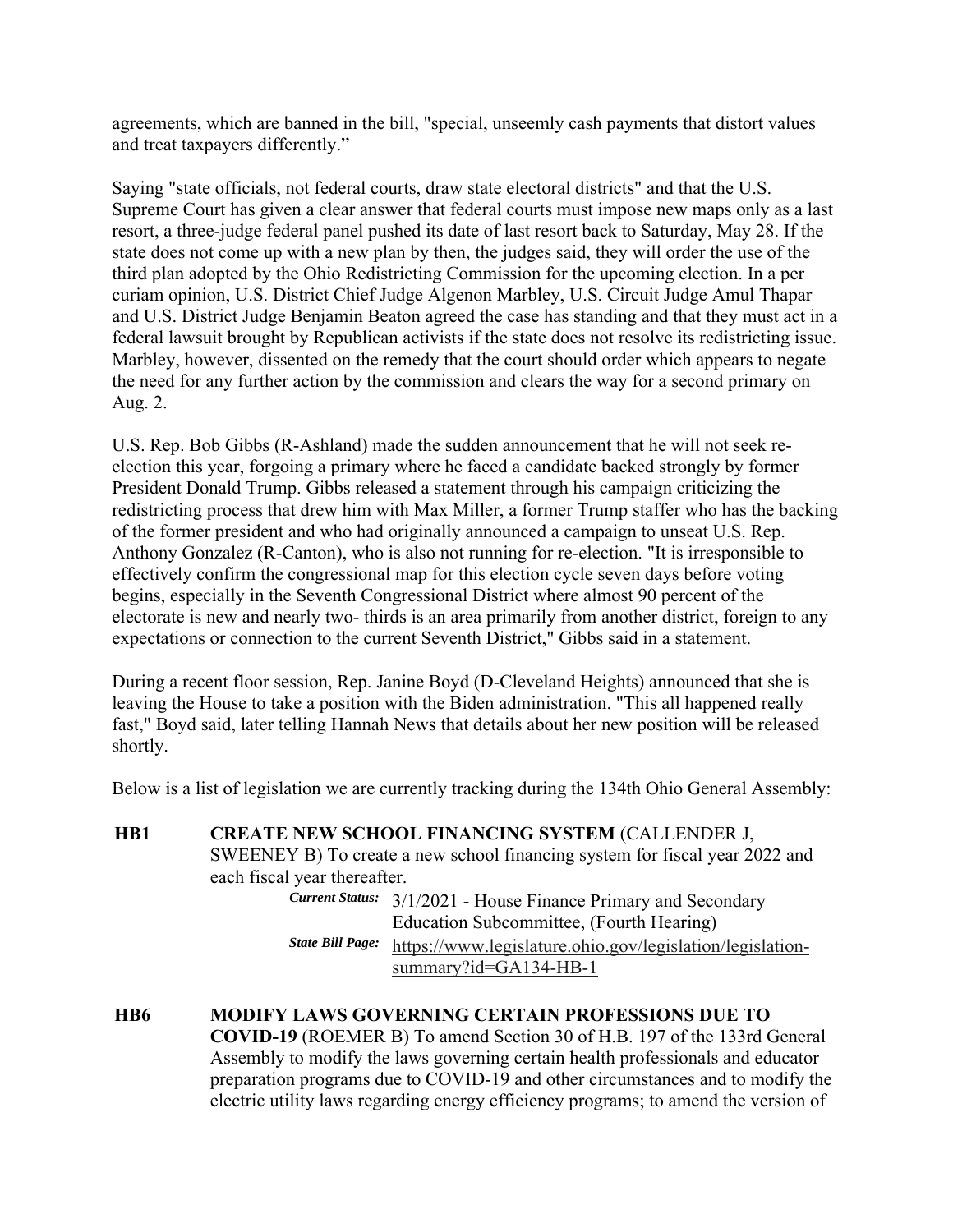agreements, which are banned in the bill, "special, unseemly cash payments that distort values and treat taxpayers differently."

Saying "state officials, not federal courts, draw state electoral districts" and that the U.S. Supreme Court has given a clear answer that federal courts must impose new maps only as a last resort, a three-judge federal panel pushed its date of last resort back to Saturday, May 28. If the state does not come up with a new plan by then, the judges said, they will order the use of the third plan adopted by the Ohio Redistricting Commission for the upcoming election. In a per curiam opinion, U.S. District Chief Judge Algenon Marbley, U.S. Circuit Judge Amul Thapar and U.S. District Judge Benjamin Beaton agreed the case has standing and that they must act in a federal lawsuit brought by Republican activists if the state does not resolve its redistricting issue. Marbley, however, dissented on the remedy that the court should order which appears to negate the need for any further action by the commission and clears the way for a second primary on Aug. 2.

U.S. Rep. Bob Gibbs (R-Ashland) made the sudden announcement that he will not seek re-election this year, forgoing a primary where he faced a candidate backed strongly by former President Donald Trump. Gibbs released a statement through his campaign criticizing the redistricting process that drew him with Max Miller, a former Trump staffer who has the backing of the former president and who had originally announced a campaign to unseat U.S. Rep. Anthony Gonzalez (R-Canton), who is also not running for re-election. "It is irresponsible to effectively confirm the congressional map for this election cycle seven days before voting begins, especially in the Seventh Congressional District where almost 90 percent of the electorate is new and nearly two- thirds is an area primarily from another district, foreign to any expectations or connection to the current Seventh District," Gibbs said in a statement.

During a recent floor session, Rep. Janine Boyd (D-Cleveland Heights) announced that she is leaving the House to take a position with the Biden administration. "This all happened really fast," Boyd said, later telling Hannah News that details about her new position will be released shortly.

Below is a list of legislation we are currently tracking during the 134th Ohio General Assembly:

**HB1** **CREATE NEW SCHOOL FINANCING SYSTEM** (CALLENDER J, SWEENEY B) To create a new school financing system for fiscal year 2022 and each fiscal year thereafter.

*Current Status:* 3/1/2021 - House Finance Primary and Secondary Education Subcommittee, (Fourth Hearing)

*State Bill Page:* https://www.legislature.ohio.gov/legislation/legislation-summary?id=GA134-HB-1

**HB6** **MODIFY LAWS GOVERNING CERTAIN PROFESSIONS DUE TO COVID-19** (ROEMER B) To amend Section 30 of H.B. 197 of the 133rd General Assembly to modify the laws governing certain health professionals and educator preparation programs due to COVID-19 and other circumstances and to modify the electric utility laws regarding energy efficiency programs; to amend the version of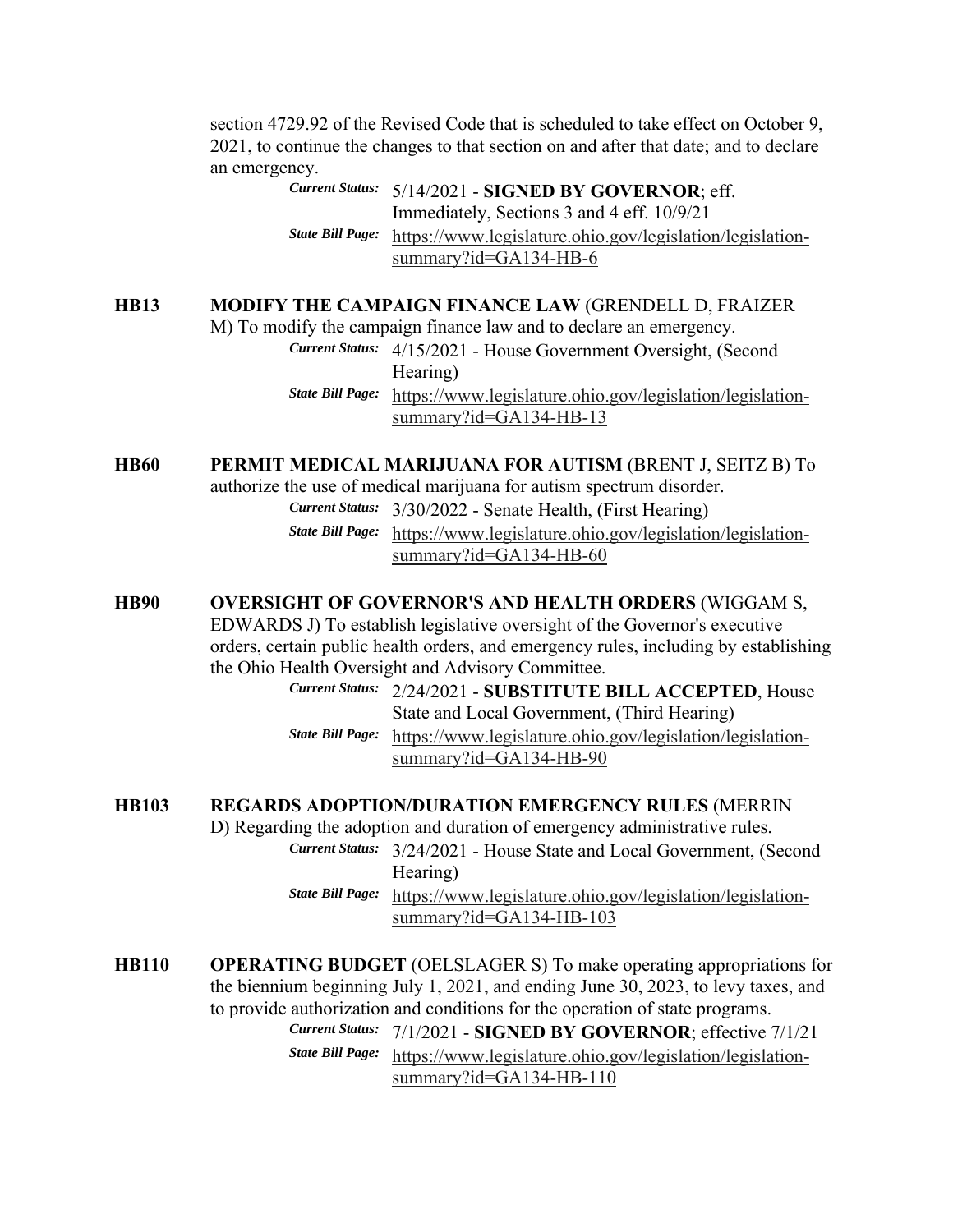section 4729.92 of the Revised Code that is scheduled to take effect on October 9, 2021, to continue the changes to that section on and after that date; and to declare an emergency.

*Current Status:* 5/14/2021 - **SIGNED BY GOVERNOR**; eff. Immediately, Sections 3 and 4 eff. 10/9/21

*State Bill Page:* https://www.legislature.ohio.gov/legislation/legislation-summary?id=GA134-HB-6

**HB13** **MODIFY THE CAMPAIGN FINANCE LAW** (GRENDELL D, FRAIZER M) To modify the campaign finance law and to declare an emergency.

*Current Status:* 4/15/2021 - House Government Oversight, (Second Hearing)

*State Bill Page:* https://www.legislature.ohio.gov/legislation/legislation-summary?id=GA134-HB-13

**HB60** **PERMIT MEDICAL MARIJUANA FOR AUTISM** (BRENT J, SEITZ B) To authorize the use of medical marijuana for autism spectrum disorder.

*Current Status:* 3/30/2022 - Senate Health, (First Hearing)

*State Bill Page:* https://www.legislature.ohio.gov/legislation/legislation-summary?id=GA134-HB-60

**HB90** **OVERSIGHT OF GOVERNOR'S AND HEALTH ORDERS** (WIGGAM S, EDWARDS J) To establish legislative oversight of the Governor's executive orders, certain public health orders, and emergency rules, including by establishing the Ohio Health Oversight and Advisory Committee.

*Current Status:* 2/24/2021 - **SUBSTITUTE BILL ACCEPTED**, House State and Local Government, (Third Hearing)

*State Bill Page:* https://www.legislature.ohio.gov/legislation/legislation-summary?id=GA134-HB-90

**HB103** **REGARDS ADOPTION/DURATION EMERGENCY RULES** (MERRIN D) Regarding the adoption and duration of emergency administrative rules.

*Current Status:* 3/24/2021 - House State and Local Government, (Second Hearing)

*State Bill Page:* https://www.legislature.ohio.gov/legislation/legislation-summary?id=GA134-HB-103

**HB110** **OPERATING BUDGET** (OELSLAGER S) To make operating appropriations for the biennium beginning July 1, 2021, and ending June 30, 2023, to levy taxes, and to provide authorization and conditions for the operation of state programs.

*Current Status:* 7/1/2021 - **SIGNED BY GOVERNOR**; effective 7/1/21

*State Bill Page:* https://www.legislature.ohio.gov/legislation/legislation-summary?id=GA134-HB-110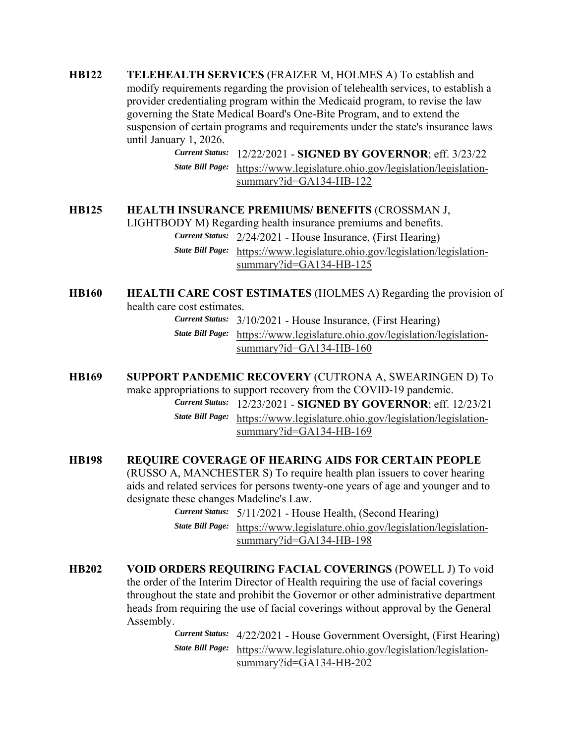**HB122** **TELEHEALTH SERVICES** (FRAIZER M, HOLMES A) To establish and modify requirements regarding the provision of telehealth services, to establish a provider credentialing program within the Medicaid program, to revise the law governing the State Medical Board's One-Bite Program, and to extend the suspension of certain programs and requirements under the state's insurance laws until January 1, 2026.

*Current Status:* 12/22/2021 - **SIGNED BY GOVERNOR**; eff. 3/23/22
*State Bill Page:* https://www.legislature.ohio.gov/legislation/legislation-summary?id=GA134-HB-122

**HB125** **HEALTH INSURANCE PREMIUMS/ BENEFITS** (CROSSMAN J, LIGHTBODY M) Regarding health insurance premiums and benefits.

*Current Status:* 2/24/2021 - House Insurance, (First Hearing)
*State Bill Page:* https://www.legislature.ohio.gov/legislation/legislation-summary?id=GA134-HB-125

**HB160** **HEALTH CARE COST ESTIMATES** (HOLMES A) Regarding the provision of health care cost estimates.

*Current Status:* 3/10/2021 - House Insurance, (First Hearing)
*State Bill Page:* https://www.legislature.ohio.gov/legislation/legislation-summary?id=GA134-HB-160

**HB169** **SUPPORT PANDEMIC RECOVERY** (CUTRONA A, SWEARINGEN D) To make appropriations to support recovery from the COVID-19 pandemic.

*Current Status:* 12/23/2021 - **SIGNED BY GOVERNOR**; eff. 12/23/21
*State Bill Page:* https://www.legislature.ohio.gov/legislation/legislation-summary?id=GA134-HB-169

**HB198** **REQUIRE COVERAGE OF HEARING AIDS FOR CERTAIN PEOPLE** (RUSSO A, MANCHESTER S) To require health plan issuers to cover hearing aids and related services for persons twenty-one years of age and younger and to designate these changes Madeline's Law.

*Current Status:* 5/11/2021 - House Health, (Second Hearing)
*State Bill Page:* https://www.legislature.ohio.gov/legislation/legislation-summary?id=GA134-HB-198

**HB202** **VOID ORDERS REQUIRING FACIAL COVERINGS** (POWELL J) To void the order of the Interim Director of Health requiring the use of facial coverings throughout the state and prohibit the Governor or other administrative department heads from requiring the use of facial coverings without approval by the General Assembly.

*Current Status:* 4/22/2021 - House Government Oversight, (First Hearing)
*State Bill Page:* https://www.legislature.ohio.gov/legislation/legislation-summary?id=GA134-HB-202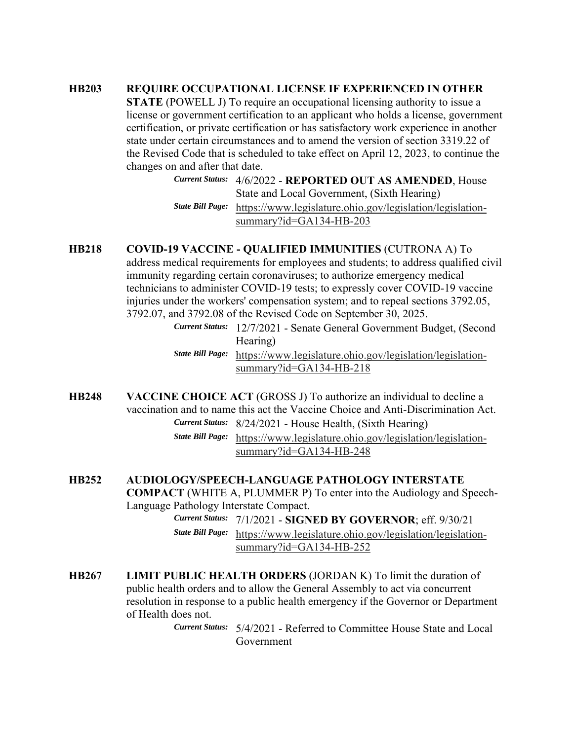**HB203** **REQUIRE OCCUPATIONAL LICENSE IF EXPERIENCED IN OTHER STATE** (POWELL J) To require an occupational licensing authority to issue a license or government certification to an applicant who holds a license, government certification, or private certification or has satisfactory work experience in another state under certain circumstances and to amend the version of section 3319.22 of the Revised Code that is scheduled to take effect on April 12, 2023, to continue the changes on and after that date.

*Current Status:* 4/6/2022 - **REPORTED OUT AS AMENDED**, House State and Local Government, (Sixth Hearing)

*State Bill Page:* https://www.legislature.ohio.gov/legislation/legislation-summary?id=GA134-HB-203

**HB218** **COVID-19 VACCINE - QUALIFIED IMMUNITIES** (CUTRONA A) To address medical requirements for employees and students; to address qualified civil immunity regarding certain coronaviruses; to authorize emergency medical technicians to administer COVID-19 tests; to expressly cover COVID-19 vaccine injuries under the workers' compensation system; and to repeal sections 3792.05, 3792.07, and 3792.08 of the Revised Code on September 30, 2025.

*Current Status:* 12/7/2021 - Senate General Government Budget, (Second Hearing)

*State Bill Page:* https://www.legislature.ohio.gov/legislation/legislation-summary?id=GA134-HB-218

**HB248** **VACCINE CHOICE ACT** (GROSS J) To authorize an individual to decline a vaccination and to name this act the Vaccine Choice and Anti-Discrimination Act.

*Current Status:* 8/24/2021 - House Health, (Sixth Hearing)

*State Bill Page:* https://www.legislature.ohio.gov/legislation/legislation-summary?id=GA134-HB-248

**HB252** **AUDIOLOGY/SPEECH-LANGUAGE PATHOLOGY INTERSTATE COMPACT** (WHITE A, PLUMMER P) To enter into the Audiology and Speech-Language Pathology Interstate Compact.

*Current Status:* 7/1/2021 - **SIGNED BY GOVERNOR**; eff. 9/30/21

*State Bill Page:* https://www.legislature.ohio.gov/legislation/legislation-summary?id=GA134-HB-252

**HB267** **LIMIT PUBLIC HEALTH ORDERS** (JORDAN K) To limit the duration of public health orders and to allow the General Assembly to act via concurrent resolution in response to a public health emergency if the Governor or Department of Health does not.

*Current Status:* 5/4/2021 - Referred to Committee House State and Local Government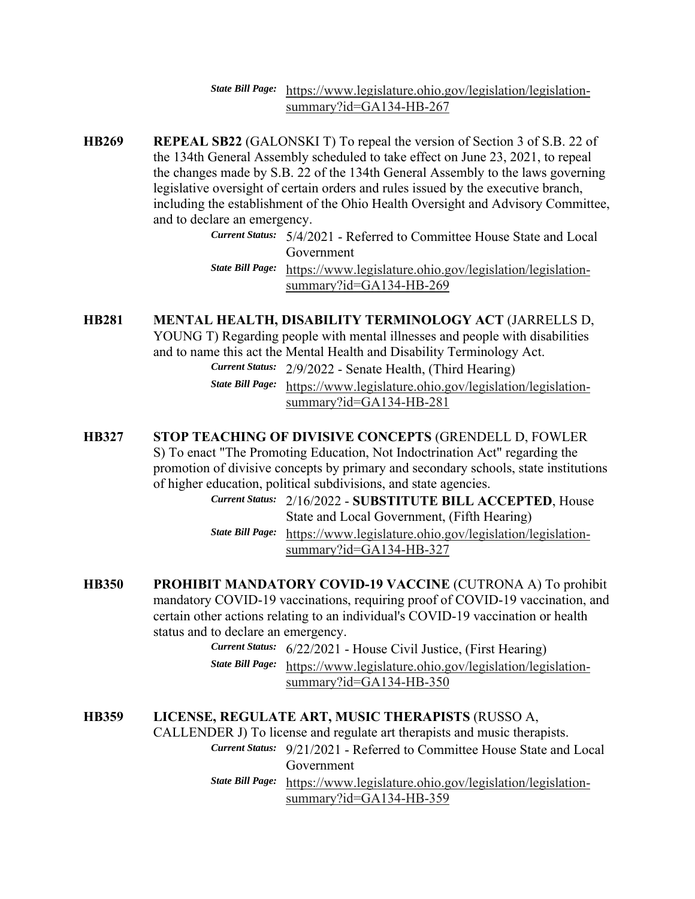*State Bill Page:* https://www.legislature.ohio.gov/legislation/legislation-summary?id=GA134-HB-267

**HB269** **REPEAL SB22** (GALONSKI T) To repeal the version of Section 3 of S.B. 22 of the 134th General Assembly scheduled to take effect on June 23, 2021, to repeal the changes made by S.B. 22 of the 134th General Assembly to the laws governing legislative oversight of certain orders and rules issued by the executive branch, including the establishment of the Ohio Health Oversight and Advisory Committee, and to declare an emergency.

*Current Status:* 5/4/2021 - Referred to Committee House State and Local Government

*State Bill Page:* https://www.legislature.ohio.gov/legislation/legislation-summary?id=GA134-HB-269

**HB281** **MENTAL HEALTH, DISABILITY TERMINOLOGY ACT** (JARRELLS D, YOUNG T) Regarding people with mental illnesses and people with disabilities and to name this act the Mental Health and Disability Terminology Act.

*Current Status:* 2/9/2022 - Senate Health, (Third Hearing)

*State Bill Page:* https://www.legislature.ohio.gov/legislation/legislation-summary?id=GA134-HB-281

**HB327** **STOP TEACHING OF DIVISIVE CONCEPTS** (GRENDELL D, FOWLER S) To enact "The Promoting Education, Not Indoctrination Act" regarding the promotion of divisive concepts by primary and secondary schools, state institutions of higher education, political subdivisions, and state agencies.

*Current Status:* 2/16/2022 - **SUBSTITUTE BILL ACCEPTED**, House State and Local Government, (Fifth Hearing)

*State Bill Page:* https://www.legislature.ohio.gov/legislation/legislation-summary?id=GA134-HB-327

**HB350** **PROHIBIT MANDATORY COVID-19 VACCINE** (CUTRONA A) To prohibit mandatory COVID-19 vaccinations, requiring proof of COVID-19 vaccination, and certain other actions relating to an individual's COVID-19 vaccination or health status and to declare an emergency.

*Current Status:* 6/22/2021 - House Civil Justice, (First Hearing)

*State Bill Page:* https://www.legislature.ohio.gov/legislation/legislation-summary?id=GA134-HB-350

**HB359** **LICENSE, REGULATE ART, MUSIC THERAPISTS** (RUSSO A, CALLENDER J) To license and regulate art therapists and music therapists.

*Current Status:* 9/21/2021 - Referred to Committee House State and Local Government

*State Bill Page:* https://www.legislature.ohio.gov/legislation/legislation-summary?id=GA134-HB-359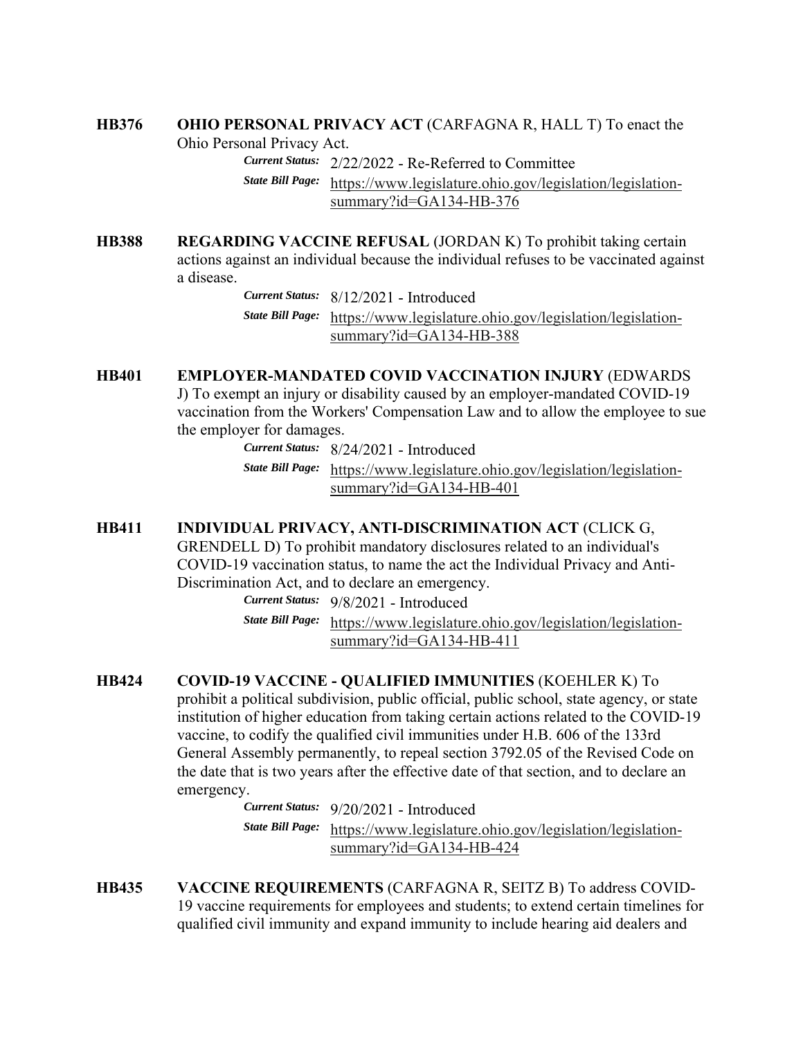**HB376** **OHIO PERSONAL PRIVACY ACT** (CARFAGNA R, HALL T) To enact the Ohio Personal Privacy Act.

*Current Status:* 2/22/2022 - Re-Referred to Committee

*State Bill Page:* https://www.legislature.ohio.gov/legislation/legislation-summary?id=GA134-HB-376

**HB388** **REGARDING VACCINE REFUSAL** (JORDAN K) To prohibit taking certain actions against an individual because the individual refuses to be vaccinated against a disease.

*Current Status:* 8/12/2021 - Introduced

*State Bill Page:* https://www.legislature.ohio.gov/legislation/legislation-summary?id=GA134-HB-388

**HB401** **EMPLOYER-MANDATED COVID VACCINATION INJURY** (EDWARDS J) To exempt an injury or disability caused by an employer-mandated COVID-19 vaccination from the Workers' Compensation Law and to allow the employee to sue the employer for damages.

*Current Status:* 8/24/2021 - Introduced

*State Bill Page:* https://www.legislature.ohio.gov/legislation/legislation-summary?id=GA134-HB-401

**HB411** **INDIVIDUAL PRIVACY, ANTI-DISCRIMINATION ACT** (CLICK G, GRENDELL D) To prohibit mandatory disclosures related to an individual's COVID-19 vaccination status, to name the act the Individual Privacy and Anti-Discrimination Act, and to declare an emergency.

*Current Status:* 9/8/2021 - Introduced

*State Bill Page:* https://www.legislature.ohio.gov/legislation/legislation-summary?id=GA134-HB-411

**HB424** **COVID-19 VACCINE - QUALIFIED IMMUNITIES** (KOEHLER K) To prohibit a political subdivision, public official, public school, state agency, or state institution of higher education from taking certain actions related to the COVID-19 vaccine, to codify the qualified civil immunities under H.B. 606 of the 133rd General Assembly permanently, to repeal section 3792.05 of the Revised Code on the date that is two years after the effective date of that section, and to declare an emergency.

*Current Status:* 9/20/2021 - Introduced

*State Bill Page:* https://www.legislature.ohio.gov/legislation/legislation-summary?id=GA134-HB-424

**HB435** **VACCINE REQUIREMENTS** (CARFAGNA R, SEITZ B) To address COVID-19 vaccine requirements for employees and students; to extend certain timelines for qualified civil immunity and expand immunity to include hearing aid dealers and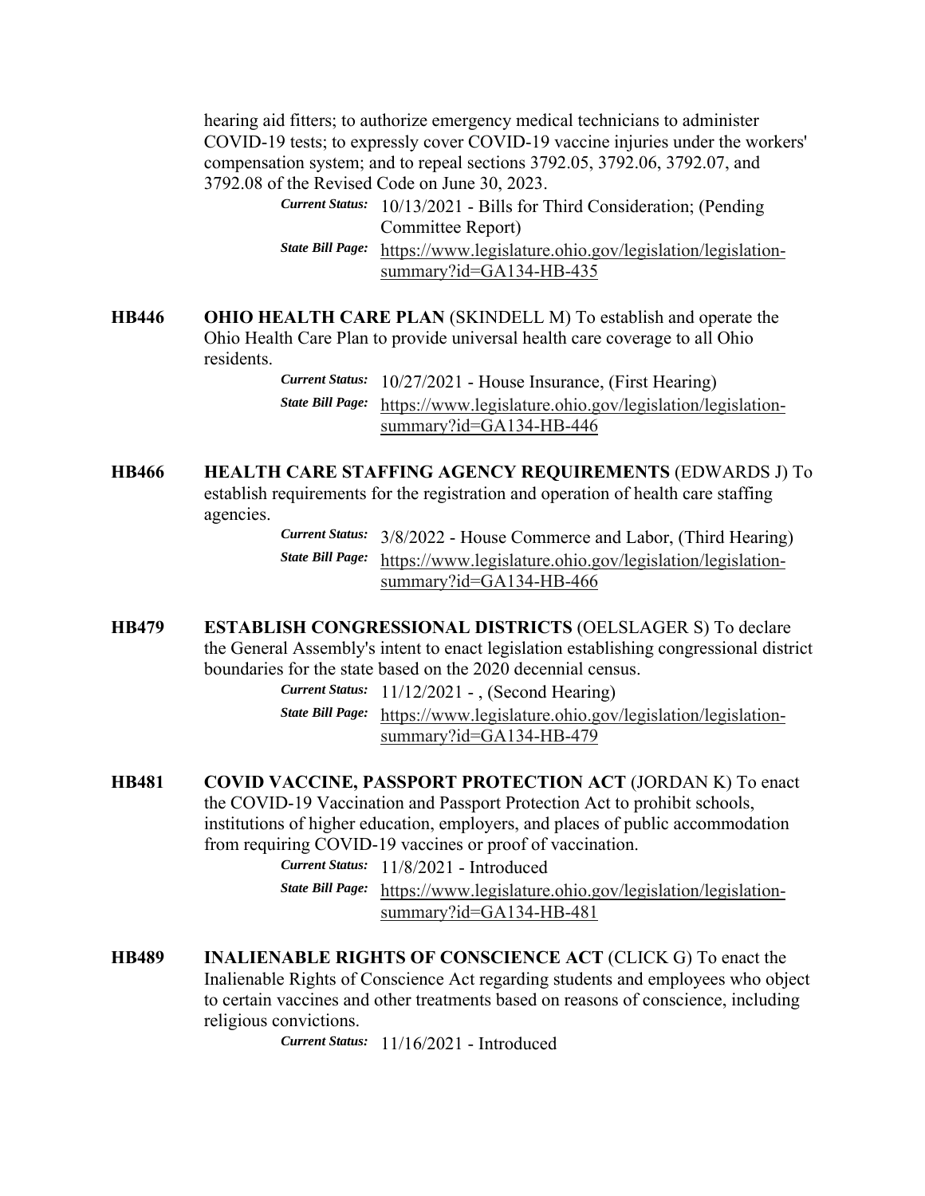hearing aid fitters; to authorize emergency medical technicians to administer COVID-19 tests; to expressly cover COVID-19 vaccine injuries under the workers' compensation system; and to repeal sections 3792.05, 3792.06, 3792.07, and 3792.08 of the Revised Code on June 30, 2023.

*Current Status:* 10/13/2021 - Bills for Third Consideration; (Pending Committee Report)
*State Bill Page:* https://www.legislature.ohio.gov/legislation/legislation-summary?id=GA134-HB-435

**HB446** **OHIO HEALTH CARE PLAN** (SKINDELL M) To establish and operate the Ohio Health Care Plan to provide universal health care coverage to all Ohio residents.

*Current Status:* 10/27/2021 - House Insurance, (First Hearing)
*State Bill Page:* https://www.legislature.ohio.gov/legislation/legislation-summary?id=GA134-HB-446

**HB466** **HEALTH CARE STAFFING AGENCY REQUIREMENTS** (EDWARDS J) To establish requirements for the registration and operation of health care staffing agencies.

*Current Status:* 3/8/2022 - House Commerce and Labor, (Third Hearing)
*State Bill Page:* https://www.legislature.ohio.gov/legislation/legislation-summary?id=GA134-HB-466

**HB479** **ESTABLISH CONGRESSIONAL DISTRICTS** (OELSLAGER S) To declare the General Assembly's intent to enact legislation establishing congressional district boundaries for the state based on the 2020 decennial census.

*Current Status:* 11/12/2021 - , (Second Hearing)
*State Bill Page:* https://www.legislature.ohio.gov/legislation/legislation-summary?id=GA134-HB-479

**HB481** **COVID VACCINE, PASSPORT PROTECTION ACT** (JORDAN K) To enact the COVID-19 Vaccination and Passport Protection Act to prohibit schools, institutions of higher education, employers, and places of public accommodation from requiring COVID-19 vaccines or proof of vaccination.

*Current Status:* 11/8/2021 - Introduced
*State Bill Page:* https://www.legislature.ohio.gov/legislation/legislation-summary?id=GA134-HB-481

**HB489** **INALIENABLE RIGHTS OF CONSCIENCE ACT** (CLICK G) To enact the Inalienable Rights of Conscience Act regarding students and employees who object to certain vaccines and other treatments based on reasons of conscience, including religious convictions.

*Current Status:* 11/16/2021 - Introduced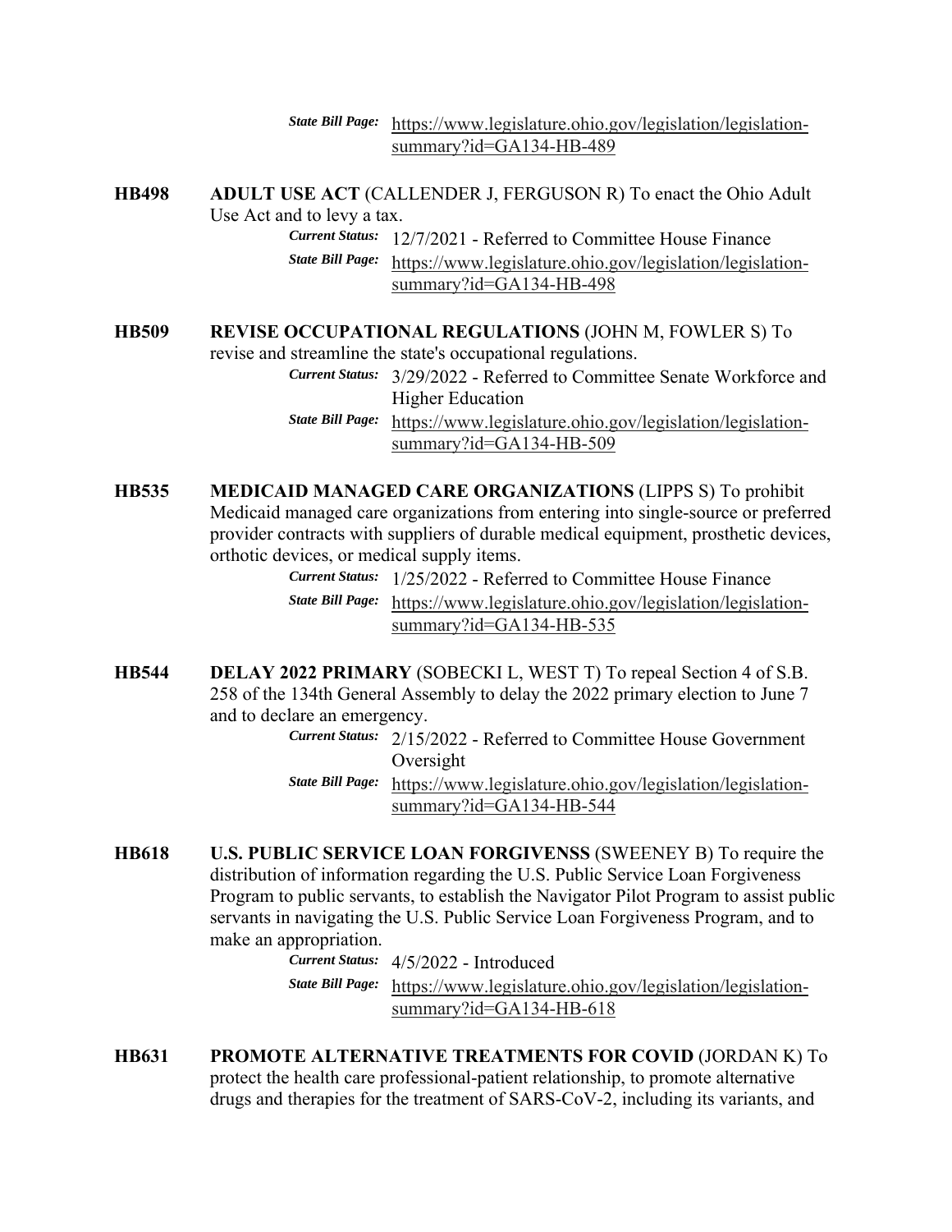*State Bill Page:* https://www.legislature.ohio.gov/legislation/legislation-summary?id=GA134-HB-489

**HB498** **ADULT USE ACT** (CALLENDER J, FERGUSON R) To enact the Ohio Adult Use Act and to levy a tax.

*Current Status:* 12/7/2021 - Referred to Committee House Finance

*State Bill Page:* https://www.legislature.ohio.gov/legislation/legislation-summary?id=GA134-HB-498

**HB509** **REVISE OCCUPATIONAL REGULATIONS** (JOHN M, FOWLER S) To revise and streamline the state's occupational regulations.

*Current Status:* 3/29/2022 - Referred to Committee Senate Workforce and Higher Education

*State Bill Page:* https://www.legislature.ohio.gov/legislation/legislation-summary?id=GA134-HB-509

**HB535** **MEDICAID MANAGED CARE ORGANIZATIONS** (LIPPS S) To prohibit Medicaid managed care organizations from entering into single-source or preferred provider contracts with suppliers of durable medical equipment, prosthetic devices, orthotic devices, or medical supply items.

*Current Status:* 1/25/2022 - Referred to Committee House Finance

*State Bill Page:* https://www.legislature.ohio.gov/legislation/legislation-summary?id=GA134-HB-535

**HB544** **DELAY 2022 PRIMARY** (SOBECKI L, WEST T) To repeal Section 4 of S.B. 258 of the 134th General Assembly to delay the 2022 primary election to June 7 and to declare an emergency.

*Current Status:* 2/15/2022 - Referred to Committee House Government Oversight

*State Bill Page:* https://www.legislature.ohio.gov/legislation/legislation-summary?id=GA134-HB-544

**HB618** **U.S. PUBLIC SERVICE LOAN FORGIVENSS** (SWEENEY B) To require the distribution of information regarding the U.S. Public Service Loan Forgiveness Program to public servants, to establish the Navigator Pilot Program to assist public servants in navigating the U.S. Public Service Loan Forgiveness Program, and to make an appropriation.

*Current Status:* 4/5/2022 - Introduced

*State Bill Page:* https://www.legislature.ohio.gov/legislation/legislation-summary?id=GA134-HB-618

**HB631** **PROMOTE ALTERNATIVE TREATMENTS FOR COVID** (JORDAN K) To protect the health care professional-patient relationship, to promote alternative drugs and therapies for the treatment of SARS-CoV-2, including its variants, and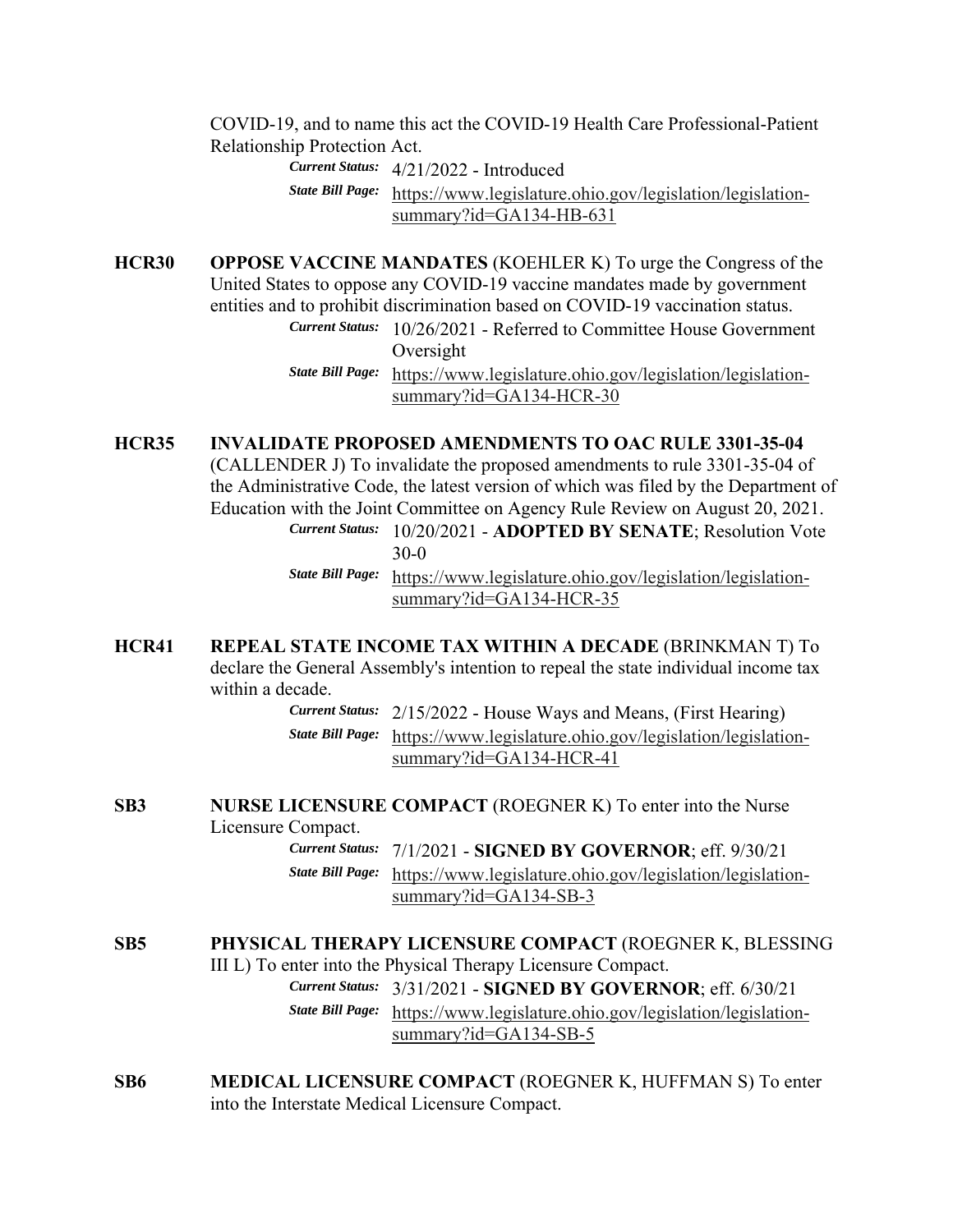COVID-19, and to name this act the COVID-19 Health Care Professional-Patient Relationship Protection Act.

*Current Status:* 4/21/2022 - Introduced
*State Bill Page:* https://www.legislature.ohio.gov/legislation/legislation-summary?id=GA134-HB-631

**HCR30** **OPPOSE VACCINE MANDATES** (KOEHLER K) To urge the Congress of the United States to oppose any COVID-19 vaccine mandates made by government entities and to prohibit discrimination based on COVID-19 vaccination status.

*Current Status:* 10/26/2021 - Referred to Committee House Government Oversight
*State Bill Page:* https://www.legislature.ohio.gov/legislation/legislation-summary?id=GA134-HCR-30

**HCR35** **INVALIDATE PROPOSED AMENDMENTS TO OAC RULE 3301-35-04** (CALLENDER J) To invalidate the proposed amendments to rule 3301-35-04 of the Administrative Code, the latest version of which was filed by the Department of Education with the Joint Committee on Agency Rule Review on August 20, 2021.

*Current Status:* 10/20/2021 - **ADOPTED BY SENATE**; Resolution Vote 30-0
*State Bill Page:* https://www.legislature.ohio.gov/legislation/legislation-summary?id=GA134-HCR-35

**HCR41** **REPEAL STATE INCOME TAX WITHIN A DECADE** (BRINKMAN T) To declare the General Assembly's intention to repeal the state individual income tax within a decade.

*Current Status:* 2/15/2022 - House Ways and Means, (First Hearing)
*State Bill Page:* https://www.legislature.ohio.gov/legislation/legislation-summary?id=GA134-HCR-41

**SB3** **NURSE LICENSURE COMPACT** (ROEGNER K) To enter into the Nurse Licensure Compact.

*Current Status:* 7/1/2021 - **SIGNED BY GOVERNOR**; eff. 9/30/21
*State Bill Page:* https://www.legislature.ohio.gov/legislation/legislation-summary?id=GA134-SB-3

**SB5** **PHYSICAL THERAPY LICENSURE COMPACT** (ROEGNER K, BLESSING III L) To enter into the Physical Therapy Licensure Compact.

*Current Status:* 3/31/2021 - **SIGNED BY GOVERNOR**; eff. 6/30/21
*State Bill Page:* https://www.legislature.ohio.gov/legislation/legislation-summary?id=GA134-SB-5

**SB6** **MEDICAL LICENSURE COMPACT** (ROEGNER K, HUFFMAN S) To enter into the Interstate Medical Licensure Compact.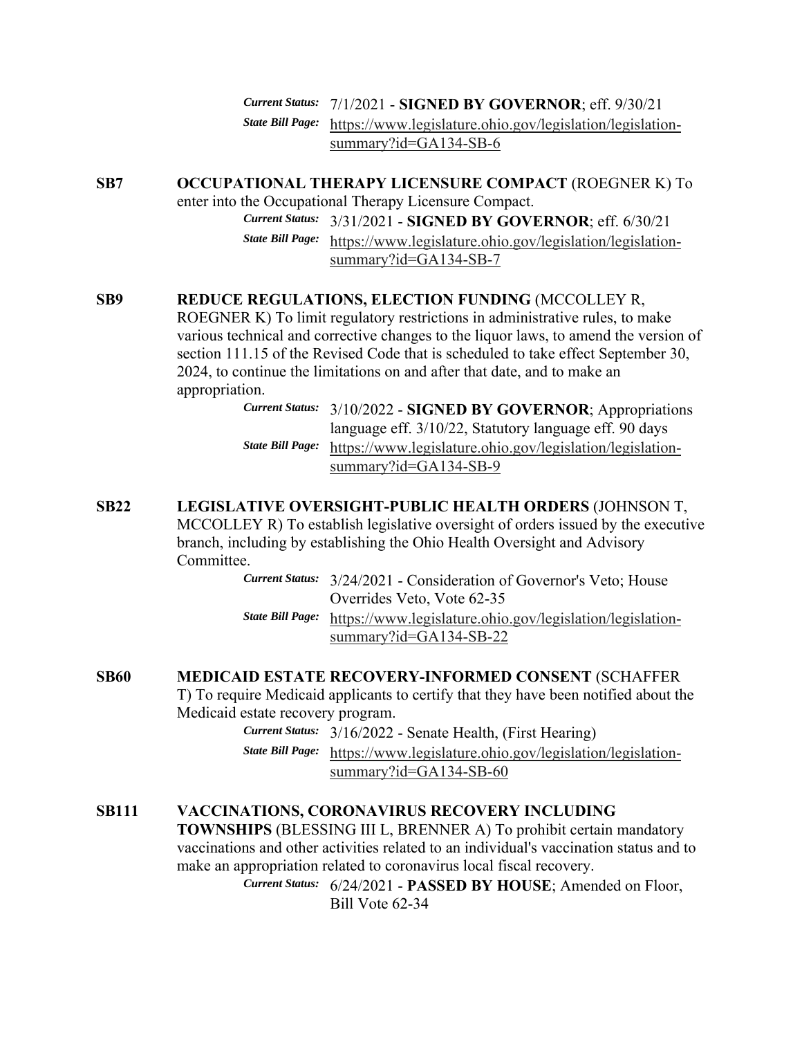*Current Status:* 7/1/2021 - **SIGNED BY GOVERNOR**; eff. 9/30/21
*State Bill Page:* https://www.legislature.ohio.gov/legislation/legislation-summary?id=GA134-SB-6

**SB7** **OCCUPATIONAL THERAPY LICENSURE COMPACT** (ROEGNER K) To enter into the Occupational Therapy Licensure Compact.

*Current Status:* 3/31/2021 - **SIGNED BY GOVERNOR**; eff. 6/30/21
*State Bill Page:* https://www.legislature.ohio.gov/legislation/legislation-summary?id=GA134-SB-7

**SB9** **REDUCE REGULATIONS, ELECTION FUNDING** (MCCOLLEY R, ROEGNER K) To limit regulatory restrictions in administrative rules, to make various technical and corrective changes to the liquor laws, to amend the version of section 111.15 of the Revised Code that is scheduled to take effect September 30, 2024, to continue the limitations on and after that date, and to make an appropriation.

*Current Status:* 3/10/2022 - **SIGNED BY GOVERNOR**; Appropriations language eff. 3/10/22, Statutory language eff. 90 days
*State Bill Page:* https://www.legislature.ohio.gov/legislation/legislation-summary?id=GA134-SB-9

**SB22** **LEGISLATIVE OVERSIGHT-PUBLIC HEALTH ORDERS** (JOHNSON T, MCCOLLEY R) To establish legislative oversight of orders issued by the executive branch, including by establishing the Ohio Health Oversight and Advisory Committee.

*Current Status:* 3/24/2021 - Consideration of Governor's Veto; House Overrides Veto, Vote 62-35
*State Bill Page:* https://www.legislature.ohio.gov/legislation/legislation-summary?id=GA134-SB-22

**SB60** **MEDICAID ESTATE RECOVERY-INFORMED CONSENT** (SCHAFFER T) To require Medicaid applicants to certify that they have been notified about the Medicaid estate recovery program.

*Current Status:* 3/16/2022 - Senate Health, (First Hearing)
*State Bill Page:* https://www.legislature.ohio.gov/legislation/legislation-summary?id=GA134-SB-60

**SB111** **VACCINATIONS, CORONAVIRUS RECOVERY INCLUDING TOWNSHIPS** (BLESSING III L, BRENNER A) To prohibit certain mandatory vaccinations and other activities related to an individual's vaccination status and to make an appropriation related to coronavirus local fiscal recovery.

*Current Status:* 6/24/2021 - **PASSED BY HOUSE**; Amended on Floor, Bill Vote 62-34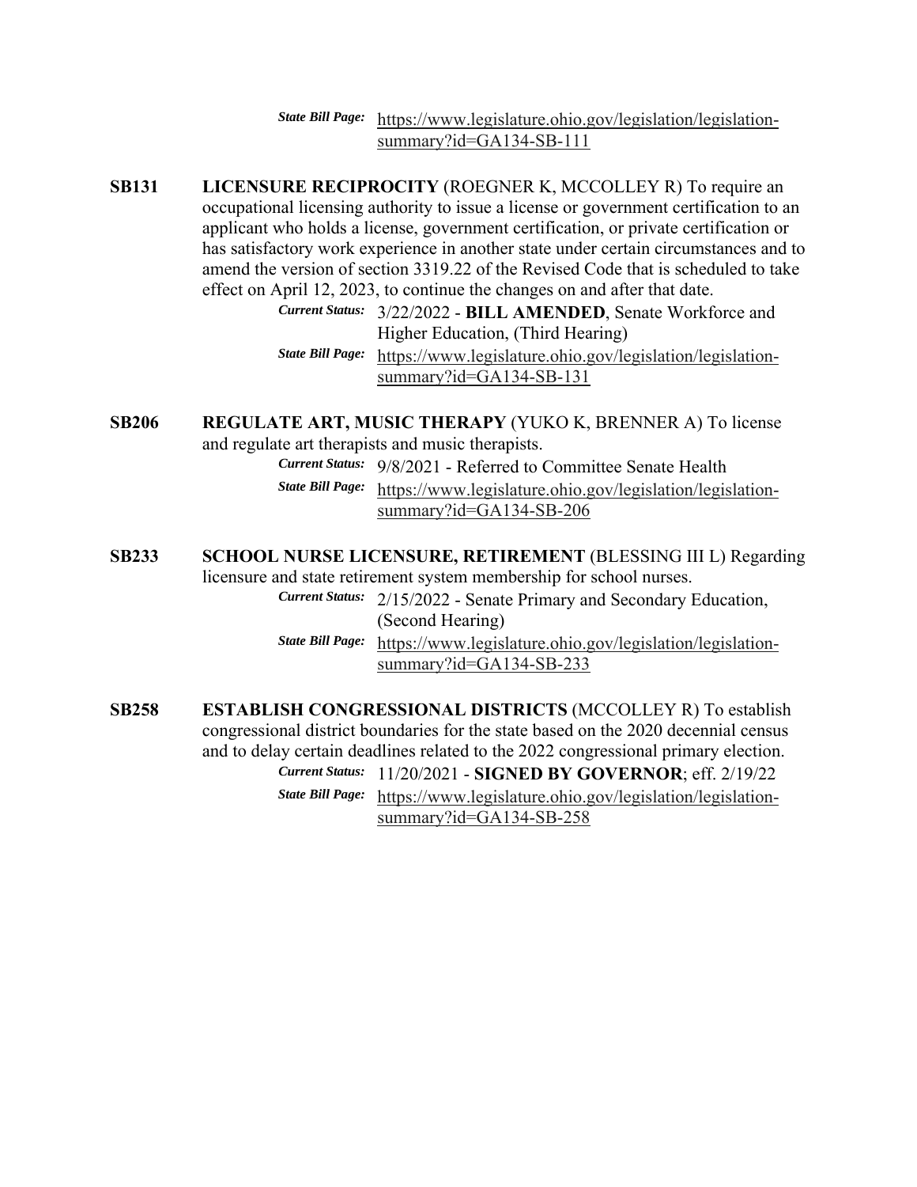***State Bill Page:*** [https://www.legislature.ohio.gov/legislation/legislation-summary?id=GA134-SB-111](https://www.legislature.ohio.gov/legislation/legislation-summary?id=GA134-SB-111)

**SB131** **LICENSURE RECIPROCITY** (ROEGNER K, MCCOLLEY R) To require an occupational licensing authority to issue a license or government certification to an applicant who holds a license, government certification, or private certification or has satisfactory work experience in another state under certain circumstances and to amend the version of section 3319.22 of the Revised Code that is scheduled to take effect on April 12, 2023, to continue the changes on and after that date.

***Current Status:*** 3/22/2022 - **BILL AMENDED**, Senate Workforce and Higher Education, (Third Hearing)

***State Bill Page:*** [https://www.legislature.ohio.gov/legislation/legislation-summary?id=GA134-SB-131](https://www.legislature.ohio.gov/legislation/legislation-summary?id=GA134-SB-131)

**SB206** **REGULATE ART, MUSIC THERAPY** (YUKO K, BRENNER A) To license and regulate art therapists and music therapists.

***Current Status:*** 9/8/2021 - Referred to Committee Senate Health

***State Bill Page:*** [https://www.legislature.ohio.gov/legislation/legislation-summary?id=GA134-SB-206](https://www.legislature.ohio.gov/legislation/legislation-summary?id=GA134-SB-206)

**SB233** **SCHOOL NURSE LICENSURE, RETIREMENT** (BLESSING III L) Regarding licensure and state retirement system membership for school nurses.

***Current Status:*** 2/15/2022 - Senate Primary and Secondary Education, (Second Hearing)

***State Bill Page:*** [https://www.legislature.ohio.gov/legislation/legislation-summary?id=GA134-SB-233](https://www.legislature.ohio.gov/legislation/legislation-summary?id=GA134-SB-233)

**SB258** **ESTABLISH CONGRESSIONAL DISTRICTS** (MCCOLLEY R) To establish congressional district boundaries for the state based on the 2020 decennial census and to delay certain deadlines related to the 2022 congressional primary election.

***Current Status:*** 11/20/2021 - **SIGNED BY GOVERNOR**; eff. 2/19/22

***State Bill Page:*** [https://www.legislature.ohio.gov/legislation/legislation-summary?id=GA134-SB-258](https://www.legislature.ohio.gov/legislation/legislation-summary?id=GA134-SB-258)